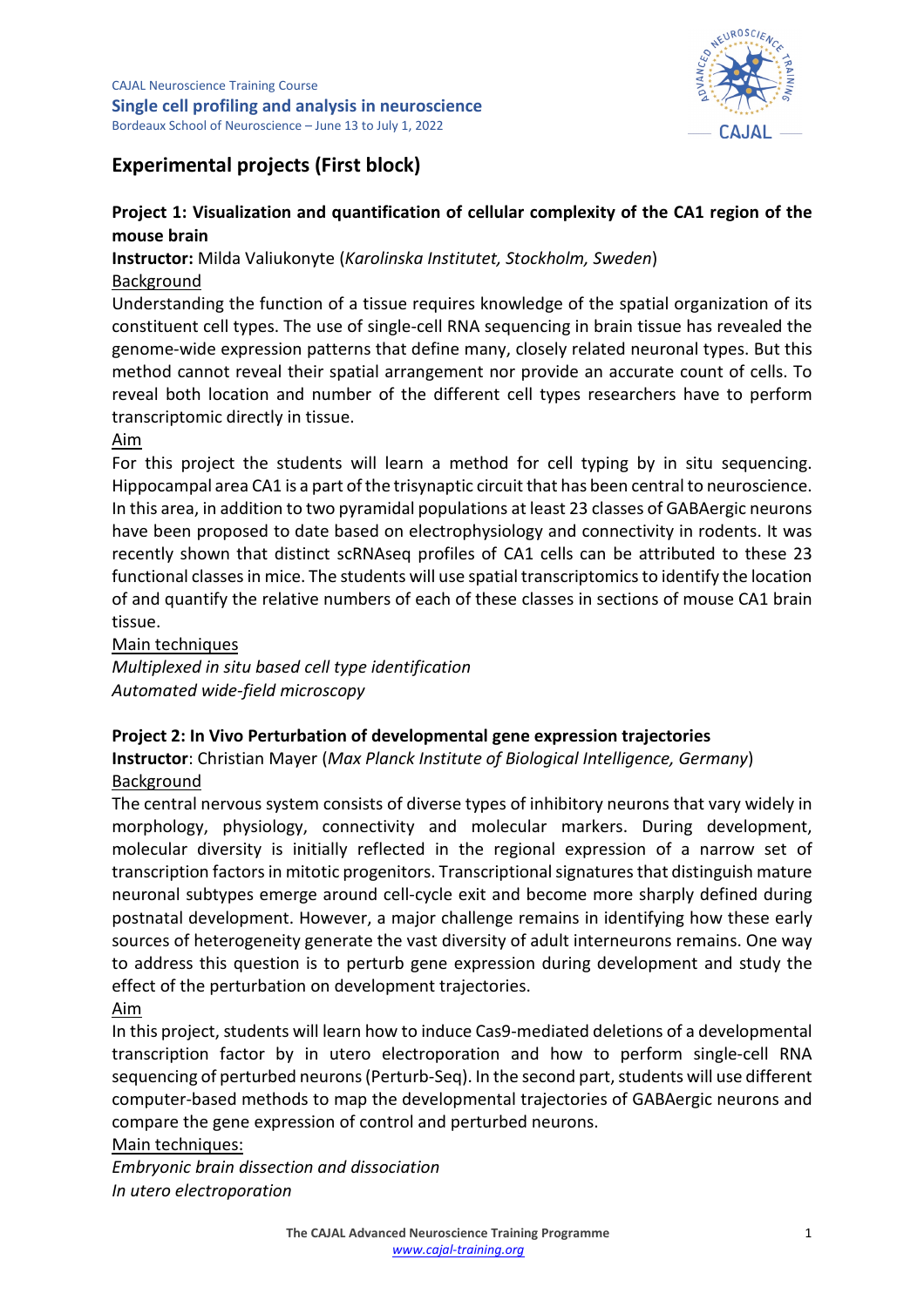CAJAL Neuroscience Training Course

**Single cell profiling and analysis in neuroscience**

Bordeaux School of Neuroscience – June 13 to July 1, 2022

## Experimental projects (First block)

### Project 1: Visualization and quantification of cellular complexity of the CA1 region of the mouse brain

**Instructor:** Milda Valiukonyte (*Karolinska Institutet, Stockholm, Sweden*)

Background

Understanding the function of a tissue requires knowledge of the spatial organization of its constituent cell types. The use of single-cell RNA sequencing in brain tissue has revealed the genome-wide expression patterns that define many, closely related neuronal types. But this method cannot reveal their spatial arrangement nor provide an accurate count of cells. To reveal both location and number of the different cell types researchers have to perform transcriptomic directly in tissue.

Aim

For this project the students will learn a method for cell typing by in situ sequencing. Hippocampal area CA1 is a part of the trisynaptic circuit that has been central to neuroscience. In this area, in addition to two pyramidal populations at least 23 classes of GABAergic neurons have been proposed to date based on electrophysiology and connectivity in rodents. It was recently shown that distinct scRNAseq profiles of CA1 cells can be attributed to these 23 functional classes in mice. The students will use spatial transcriptomics to identify the location of and quantify the relative numbers of each of these classes in sections of mouse CA1 brain tissue.

Main techniques

*Multiplexed in situ based cell type identification*
*Automated wide-field microscopy*

### Project 2: In Vivo Perturbation of developmental gene expression trajectories

**Instructor**: Christian Mayer (*Max Planck Institute of Biological Intelligence, Germany*)

Background

The central nervous system consists of diverse types of inhibitory neurons that vary widely in morphology, physiology, connectivity and molecular markers. During development, molecular diversity is initially reflected in the regional expression of a narrow set of transcription factors in mitotic progenitors. Transcriptional signatures that distinguish mature neuronal subtypes emerge around cell-cycle exit and become more sharply defined during postnatal development. However, a major challenge remains in identifying how these early sources of heterogeneity generate the vast diversity of adult interneurons remains. One way to address this question is to perturb gene expression during development and study the effect of the perturbation on development trajectories.

Aim

In this project, students will learn how to induce Cas9-mediated deletions of a developmental transcription factor by in utero electroporation and how to perform single-cell RNA sequencing of perturbed neurons (Perturb-Seq). In the second part, students will use different computer-based methods to map the developmental trajectories of GABAergic neurons and compare the gene expression of control and perturbed neurons.

Main techniques:

*Embryonic brain dissection and dissociation*
*In utero electroporation*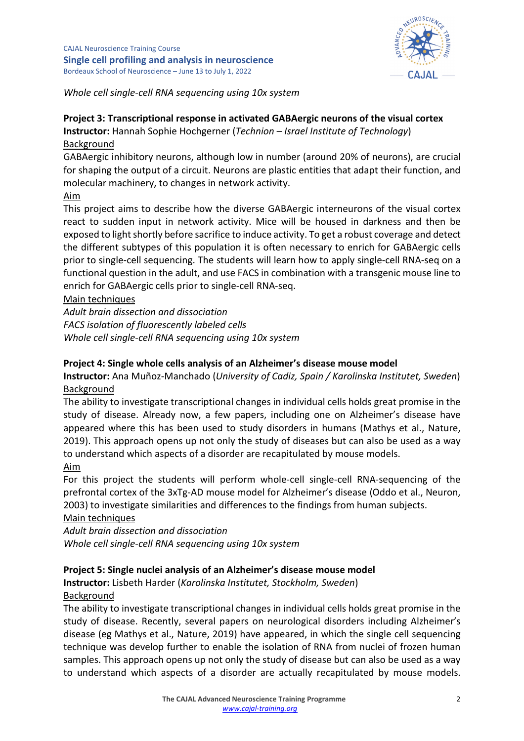*Whole cell single-cell RNA sequencing using 10x system*

**Project 3: Transcriptional response in activated GABAergic neurons of the visual cortex**

**Instructor:** Hannah Sophie Hochgerner (*Technion – Israel Institute of Technology*)

Background

GABAergic inhibitory neurons, although low in number (around 20% of neurons), are crucial for shaping the output of a circuit. Neurons are plastic entities that adapt their function, and molecular machinery, to changes in network activity.

Aim

This project aims to describe how the diverse GABAergic interneurons of the visual cortex react to sudden input in network activity. Mice will be housed in darkness and then be exposed to light shortly before sacrifice to induce activity. To get a robust coverage and detect the different subtypes of this population it is often necessary to enrich for GABAergic cells prior to single-cell sequencing. The students will learn how to apply single-cell RNA-seq on a functional question in the adult, and use FACS in combination with a transgenic mouse line to enrich for GABAergic cells prior to single-cell RNA-seq.

Main techniques

*Adult brain dissection and dissociation*

*FACS isolation of fluorescently labeled cells*

*Whole cell single-cell RNA sequencing using 10x system*

**Project 4: Single whole cells analysis of an Alzheimer's disease mouse model**

**Instructor:** Ana Muñoz-Manchado (*University of Cadiz, Spain / Karolinska Institutet, Sweden*)

Background

The ability to investigate transcriptional changes in individual cells holds great promise in the study of disease. Already now, a few papers, including one on Alzheimer's disease have appeared where this has been used to study disorders in humans (Mathys et al., Nature, 2019). This approach opens up not only the study of diseases but can also be used as a way to understand which aspects of a disorder are recapitulated by mouse models.

Aim

For this project the students will perform whole-cell single-cell RNA-sequencing of the prefrontal cortex of the 3xTg-AD mouse model for Alzheimer's disease (Oddo et al., Neuron, 2003) to investigate similarities and differences to the findings from human subjects.

Main techniques

*Adult brain dissection and dissociation*

*Whole cell single-cell RNA sequencing using 10x system*

**Project 5: Single nuclei analysis of an Alzheimer's disease mouse model**

**Instructor:** Lisbeth Harder (*Karolinska Institutet, Stockholm, Sweden*)

Background

The ability to investigate transcriptional changes in individual cells holds great promise in the study of disease. Recently, several papers on neurological disorders including Alzheimer's disease (eg Mathys et al., Nature, 2019) have appeared, in which the single cell sequencing technique was develop further to enable the isolation of RNA from nuclei of frozen human samples. This approach opens up not only the study of disease but can also be used as a way to understand which aspects of a disorder are actually recapitulated by mouse models.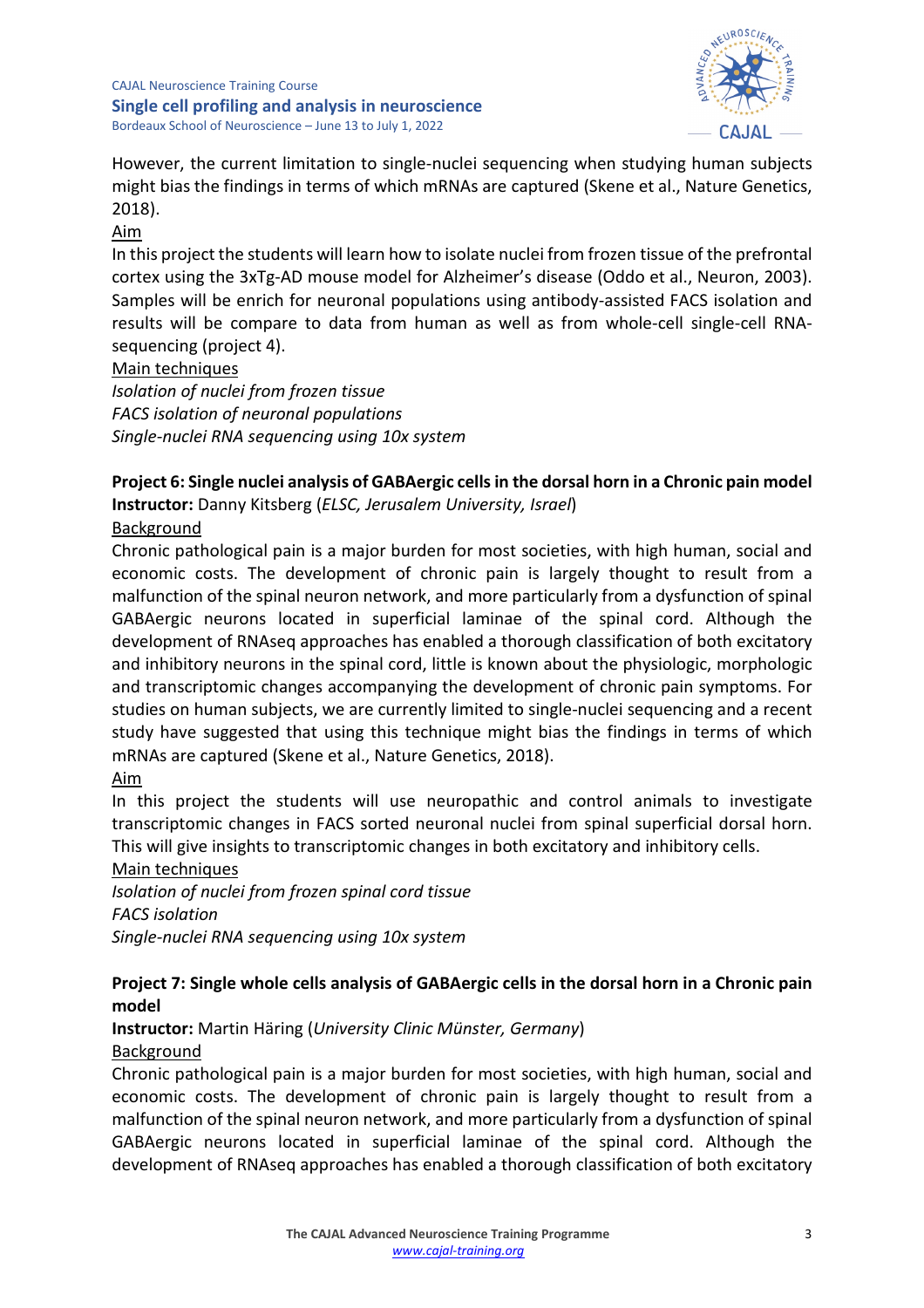However, the current limitation to single-nuclei sequencing when studying human subjects might bias the findings in terms of which mRNAs are captured (Skene et al., Nature Genetics, 2018).

Aim

In this project the students will learn how to isolate nuclei from frozen tissue of the prefrontal cortex using the 3xTg-AD mouse model for Alzheimer's disease (Oddo et al., Neuron, 2003). Samples will be enrich for neuronal populations using antibody-assisted FACS isolation and results will be compare to data from human as well as from whole-cell single-cell RNA-sequencing (project 4).

Main techniques

*Isolation of nuclei from frozen tissue*
*FACS isolation of neuronal populations*
*Single-nuclei RNA sequencing using 10x system*

**Project 6: Single nuclei analysis of GABAergic cells in the dorsal horn in a Chronic pain model**

**Instructor:** Danny Kitsberg (*ELSC, Jerusalem University, Israel*)

Background

Chronic pathological pain is a major burden for most societies, with high human, social and economic costs. The development of chronic pain is largely thought to result from a malfunction of the spinal neuron network, and more particularly from a dysfunction of spinal GABAergic neurons located in superficial laminae of the spinal cord. Although the development of RNAseq approaches has enabled a thorough classification of both excitatory and inhibitory neurons in the spinal cord, little is known about the physiologic, morphologic and transcriptomic changes accompanying the development of chronic pain symptoms. For studies on human subjects, we are currently limited to single-nuclei sequencing and a recent study have suggested that using this technique might bias the findings in terms of which mRNAs are captured (Skene et al., Nature Genetics, 2018).

Aim

In this project the students will use neuropathic and control animals to investigate transcriptomic changes in FACS sorted neuronal nuclei from spinal superficial dorsal horn. This will give insights to transcriptomic changes in both excitatory and inhibitory cells.

Main techniques

*Isolation of nuclei from frozen spinal cord tissue*
*FACS isolation*
*Single-nuclei RNA sequencing using 10x system*

**Project 7: Single whole cells analysis of GABAergic cells in the dorsal horn in a Chronic pain model**

**Instructor:** Martin Häring (*University Clinic Münster, Germany*)

Background

Chronic pathological pain is a major burden for most societies, with high human, social and economic costs. The development of chronic pain is largely thought to result from a malfunction of the spinal neuron network, and more particularly from a dysfunction of spinal GABAergic neurons located in superficial laminae of the spinal cord. Although the development of RNAseq approaches has enabled a thorough classification of both excitatory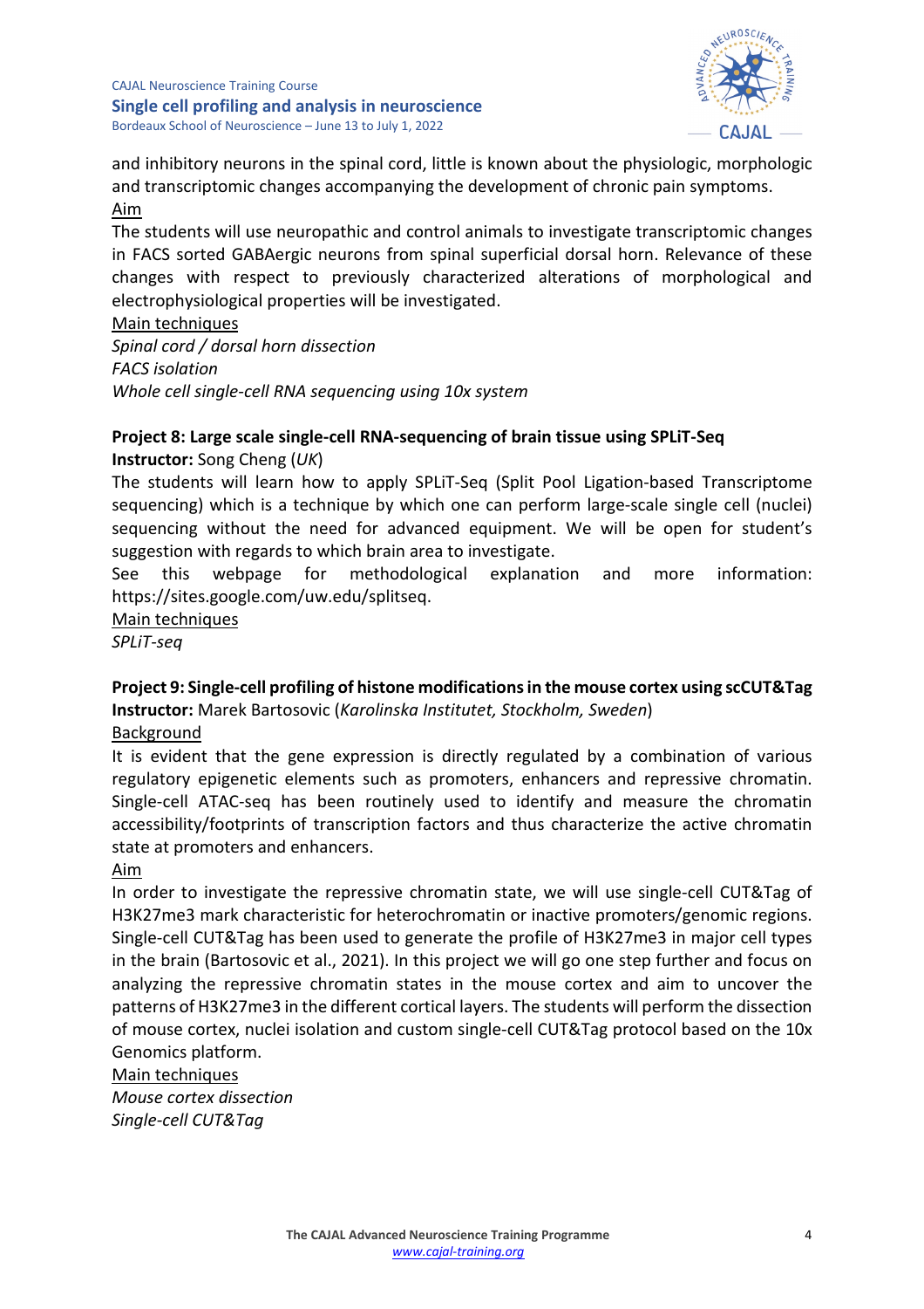and inhibitory neurons in the spinal cord, little is known about the physiologic, morphologic and transcriptomic changes accompanying the development of chronic pain symptoms.

Aim

The students will use neuropathic and control animals to investigate transcriptomic changes in FACS sorted GABAergic neurons from spinal superficial dorsal horn. Relevance of these changes with respect to previously characterized alterations of morphological and electrophysiological properties will be investigated.

Main techniques

*Spinal cord / dorsal horn dissection*
*FACS isolation*
*Whole cell single-cell RNA sequencing using 10x system*

**Project 8: Large scale single-cell RNA-sequencing of brain tissue using SPLiT-Seq**
**Instructor:** Song Cheng (*UK*)

The students will learn how to apply SPLiT-Seq (Split Pool Ligation-based Transcriptome sequencing) which is a technique by which one can perform large-scale single cell (nuclei) sequencing without the need for advanced equipment. We will be open for student's suggestion with regards to which brain area to investigate.

See this webpage for methodological explanation and more information: https://sites.google.com/uw.edu/splitseq.

Main techniques

*SPLiT-seq*

**Project 9: Single-cell profiling of histone modifications in the mouse cortex using scCUT&Tag**
**Instructor:** Marek Bartosovic (*Karolinska Institutet, Stockholm, Sweden*)

Background

It is evident that the gene expression is directly regulated by a combination of various regulatory epigenetic elements such as promoters, enhancers and repressive chromatin. Single-cell ATAC-seq has been routinely used to identify and measure the chromatin accessibility/footprints of transcription factors and thus characterize the active chromatin state at promoters and enhancers.

Aim

In order to investigate the repressive chromatin state, we will use single-cell CUT&Tag of H3K27me3 mark characteristic for heterochromatin or inactive promoters/genomic regions. Single-cell CUT&Tag has been used to generate the profile of H3K27me3 in major cell types in the brain (Bartosovic et al., 2021). In this project we will go one step further and focus on analyzing the repressive chromatin states in the mouse cortex and aim to uncover the patterns of H3K27me3 in the different cortical layers. The students will perform the dissection of mouse cortex, nuclei isolation and custom single-cell CUT&Tag protocol based on the 10x Genomics platform.

Main techniques

*Mouse cortex dissection*
*Single-cell CUT&Tag*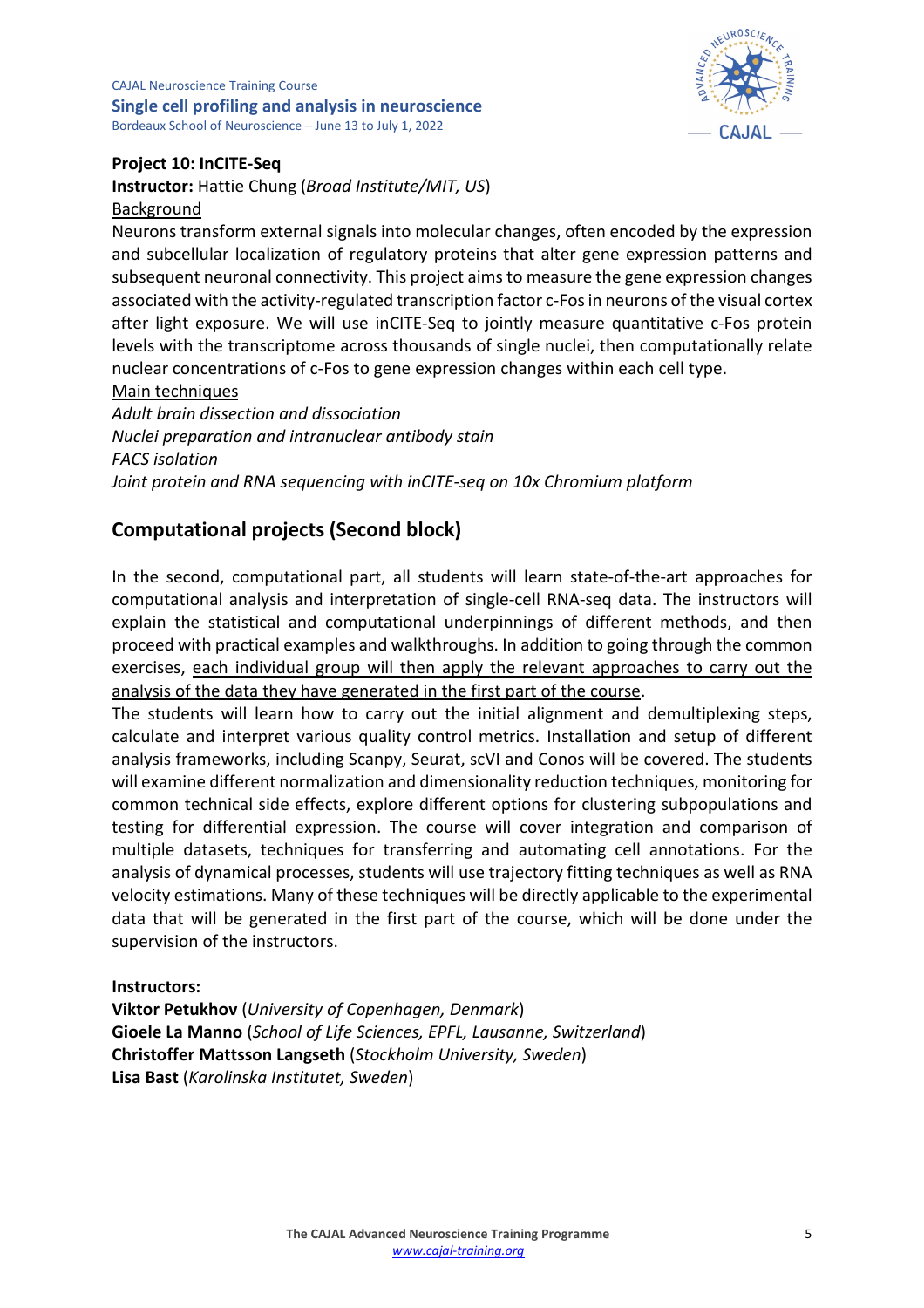**Project 10: InCITE-Seq**

**Instructor:** Hattie Chung (*Broad Institute/MIT, US*)

Background

Neurons transform external signals into molecular changes, often encoded by the expression and subcellular localization of regulatory proteins that alter gene expression patterns and subsequent neuronal connectivity. This project aims to measure the gene expression changes associated with the activity-regulated transcription factor c-Fos in neurons of the visual cortex after light exposure. We will use inCITE-Seq to jointly measure quantitative c-Fos protein levels with the transcriptome across thousands of single nuclei, then computationally relate nuclear concentrations of c-Fos to gene expression changes within each cell type.

Main techniques

*Adult brain dissection and dissociation*
*Nuclei preparation and intranuclear antibody stain*
*FACS isolation*
*Joint protein and RNA sequencing with inCITE-seq on 10x Chromium platform*

## Computational projects (Second block)

In the second, computational part, all students will learn state-of-the-art approaches for computational analysis and interpretation of single-cell RNA-seq data. The instructors will explain the statistical and computational underpinnings of different methods, and then proceed with practical examples and walkthroughs. In addition to going through the common exercises, each individual group will then apply the relevant approaches to carry out the analysis of the data they have generated in the first part of the course.

The students will learn how to carry out the initial alignment and demultiplexing steps, calculate and interpret various quality control metrics. Installation and setup of different analysis frameworks, including Scanpy, Seurat, scVI and Conos will be covered. The students will examine different normalization and dimensionality reduction techniques, monitoring for common technical side effects, explore different options for clustering subpopulations and testing for differential expression. The course will cover integration and comparison of multiple datasets, techniques for transferring and automating cell annotations. For the analysis of dynamical processes, students will use trajectory fitting techniques as well as RNA velocity estimations. Many of these techniques will be directly applicable to the experimental data that will be generated in the first part of the course, which will be done under the supervision of the instructors.

**Instructors:**

**Viktor Petukhov** (*University of Copenhagen, Denmark*)
**Gioele La Manno** (*School of Life Sciences, EPFL, Lausanne, Switzerland*)
**Christoffer Mattsson Langseth** (*Stockholm University, Sweden*)
**Lisa Bast** (*Karolinska Institutet, Sweden*)